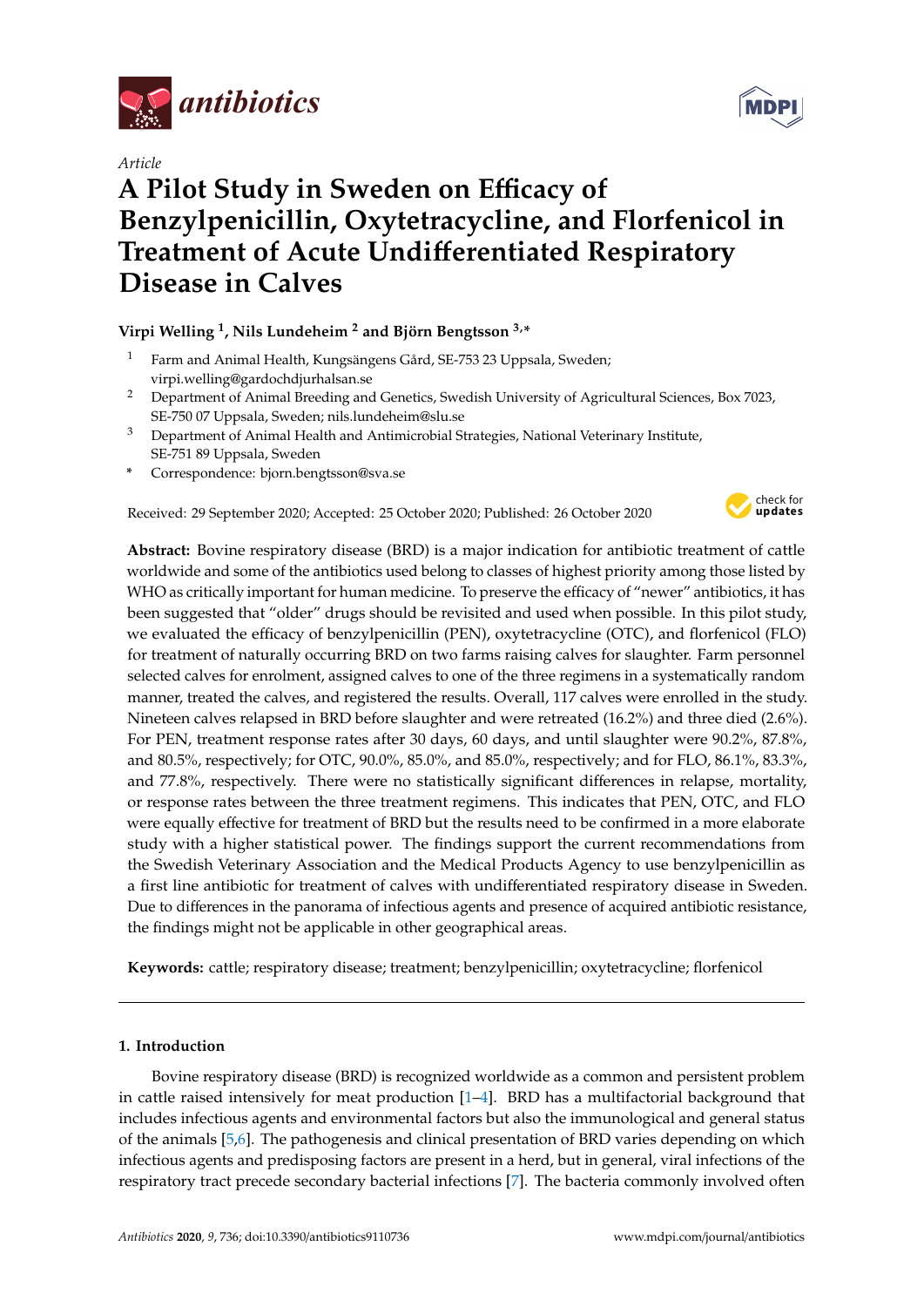*Article*

# A Pilot Study in Sweden on Efficacy of Benzylpenicillin, Oxytetracycline, and Florfenicol in Treatment of Acute Undifferentiated Respiratory Disease in Calves

**Virpi Welling [1], Nils Lundeheim [2] and Björn Bengtsson [3,*]**

[1] Farm and Animal Health, Kungsängens Gård, SE-753 23 Uppsala, Sweden; virpi.welling@gardochdjurhalsan.se

[2] Department of Animal Breeding and Genetics, Swedish University of Agricultural Sciences, Box 7023, SE-750 07 Uppsala, Sweden; nils.lundeheim@slu.se

[3] Department of Animal Health and Antimicrobial Strategies, National Veterinary Institute, SE-751 89 Uppsala, Sweden

* Correspondence: bjorn.bengtsson@sva.se

Received: 29 September 2020; Accepted: 25 October 2020; Published: 26 October 2020

**Abstract:** Bovine respiratory disease (BRD) is a major indication for antibiotic treatment of cattle worldwide and some of the antibiotics used belong to classes of highest priority among those listed by WHO as critically important for human medicine. To preserve the efficacy of "newer" antibiotics, it has been suggested that "older" drugs should be revisited and used when possible. In this pilot study, we evaluated the efficacy of benzylpenicillin (PEN), oxytetracycline (OTC), and florfenicol (FLO) for treatment of naturally occurring BRD on two farms raising calves for slaughter. Farm personnel selected calves for enrolment, assigned calves to one of the three regimens in a systematically random manner, treated the calves, and registered the results. Overall, 117 calves were enrolled in the study. Nineteen calves relapsed in BRD before slaughter and were retreated (16.2%) and three died (2.6%). For PEN, treatment response rates after 30 days, 60 days, and until slaughter were 90.2%, 87.8%, and 80.5%, respectively; for OTC, 90.0%, 85.0%, and 85.0%, respectively; and for FLO, 86.1%, 83.3%, and 77.8%, respectively. There were no statistically significant differences in relapse, mortality, or response rates between the three treatment regimens. This indicates that PEN, OTC, and FLO were equally effective for treatment of BRD but the results need to be confirmed in a more elaborate study with a higher statistical power. The findings support the current recommendations from the Swedish Veterinary Association and the Medical Products Agency to use benzylpenicillin as a first line antibiotic for treatment of calves with undifferentiated respiratory disease in Sweden. Due to differences in the panorama of infectious agents and presence of acquired antibiotic resistance, the findings might not be applicable in other geographical areas.

**Keywords:** cattle; respiratory disease; treatment; benzylpenicillin; oxytetracycline; florfenicol

## 1. Introduction

Bovine respiratory disease (BRD) is recognized worldwide as a common and persistent problem in cattle raised intensively for meat production [1–4]. BRD has a multifactorial background that includes infectious agents and environmental factors but also the immunological and general status of the animals [5,6]. The pathogenesis and clinical presentation of BRD varies depending on which infectious agents and predisposing factors are present in a herd, but in general, viral infections of the respiratory tract precede secondary bacterial infections [7]. The bacteria commonly involved often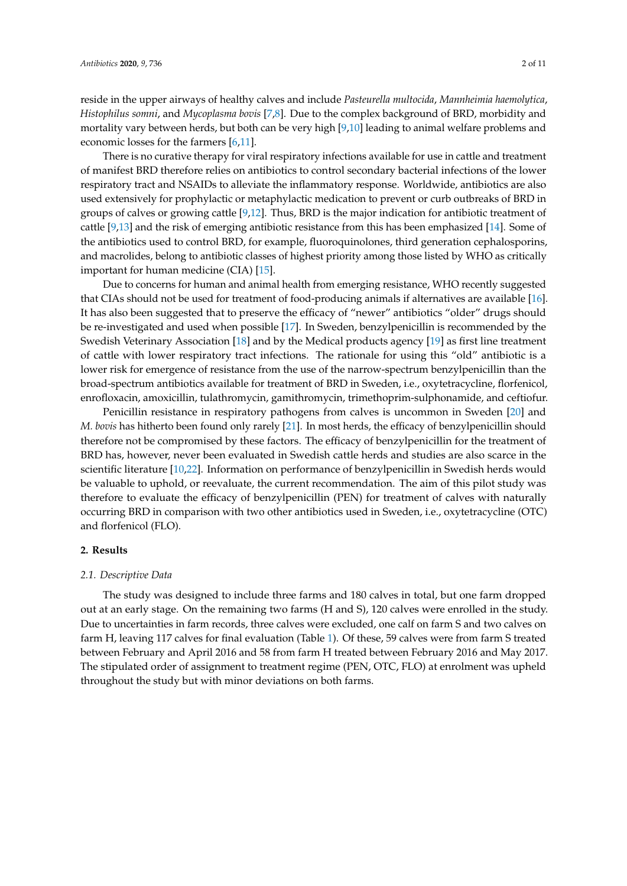reside in the upper airways of healthy calves and include *Pasteurella multocida*, *Mannheimia haemolytica*, *Histophilus somni*, and *Mycoplasma bovis* [7,8]. Due to the complex background of BRD, morbidity and mortality vary between herds, but both can be very high [9,10] leading to animal welfare problems and economic losses for the farmers [6,11].

There is no curative therapy for viral respiratory infections available for use in cattle and treatment of manifest BRD therefore relies on antibiotics to control secondary bacterial infections of the lower respiratory tract and NSAIDs to alleviate the inflammatory response. Worldwide, antibiotics are also used extensively for prophylactic or metaphylactic medication to prevent or curb outbreaks of BRD in groups of calves or growing cattle [9,12]. Thus, BRD is the major indication for antibiotic treatment of cattle [9,13] and the risk of emerging antibiotic resistance from this has been emphasized [14]. Some of the antibiotics used to control BRD, for example, fluoroquinolones, third generation cephalosporins, and macrolides, belong to antibiotic classes of highest priority among those listed by WHO as critically important for human medicine (CIA) [15].

Due to concerns for human and animal health from emerging resistance, WHO recently suggested that CIAs should not be used for treatment of food-producing animals if alternatives are available [16]. It has also been suggested that to preserve the efficacy of "newer" antibiotics "older" drugs should be re-investigated and used when possible [17]. In Sweden, benzylpenicillin is recommended by the Swedish Veterinary Association [18] and by the Medical products agency [19] as first line treatment of cattle with lower respiratory tract infections. The rationale for using this "old" antibiotic is a lower risk for emergence of resistance from the use of the narrow-spectrum benzylpenicillin than the broad-spectrum antibiotics available for treatment of BRD in Sweden, i.e., oxytetracycline, florfenicol, enrofloxacin, amoxicillin, tulathromycin, gamithromycin, trimethoprim-sulphonamide, and ceftiofur.

Penicillin resistance in respiratory pathogens from calves is uncommon in Sweden [20] and *M. bovis* has hitherto been found only rarely [21]. In most herds, the efficacy of benzylpenicillin should therefore not be compromised by these factors. The efficacy of benzylpenicillin for the treatment of BRD has, however, never been evaluated in Swedish cattle herds and studies are also scarce in the scientific literature [10,22]. Information on performance of benzylpenicillin in Swedish herds would be valuable to uphold, or reevaluate, the current recommendation. The aim of this pilot study was therefore to evaluate the efficacy of benzylpenicillin (PEN) for treatment of calves with naturally occurring BRD in comparison with two other antibiotics used in Sweden, i.e., oxytetracycline (OTC) and florfenicol (FLO).

## 2. Results

### 2.1. Descriptive Data

The study was designed to include three farms and 180 calves in total, but one farm dropped out at an early stage. On the remaining two farms (H and S), 120 calves were enrolled in the study. Due to uncertainties in farm records, three calves were excluded, one calf on farm S and two calves on farm H, leaving 117 calves for final evaluation (Table 1). Of these, 59 calves were from farm S treated between February and April 2016 and 58 from farm H treated between February 2016 and May 2017. The stipulated order of assignment to treatment regime (PEN, OTC, FLO) at enrolment was upheld throughout the study but with minor deviations on both farms.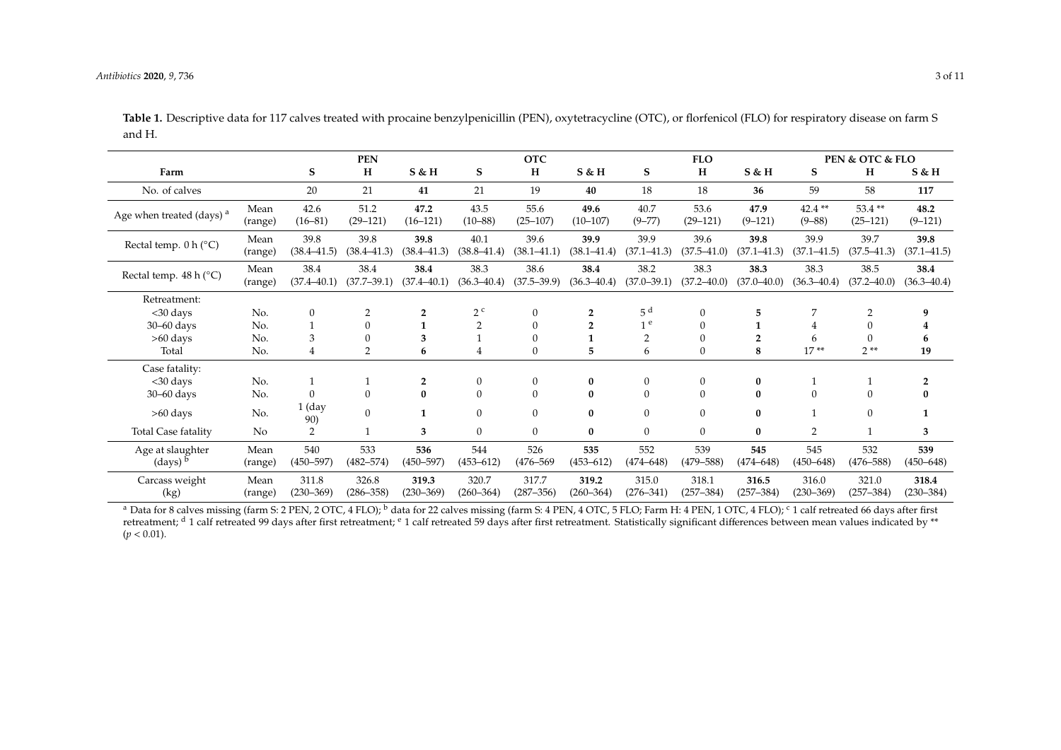**Table 1.** Descriptive data for 117 calves treated with procaine benzylpenicillin (PEN), oxytetracycline (OTC), or florfenicol (FLO) for respiratory disease on farm S and H.

| | | PEN | | | OTC | | | FLO | | | PEN & OTC & FLO | | |
|---|---|---|---|---|---|---|---|---|---|---|---|---|---|
| Farm | | S | H | S & H | S | H | S & H | S | H | S & H | S | H | S & H |
| No. of calves | | 20 | 21 | **41** | 21 | 19 | **40** | 18 | 18 | **36** | 59 | 58 | **117** |
| Age when treated (days) [a] | Mean (range) | 42.6 (16–81) | 51.2 (29–121) | **47.2 (16–121)** | 43.5 (10–88) | 55.6 (25–107) | **49.6 (10–107)** | 40.7 (9–77) | 53.6 (29–121) | **47.9 (9–121)** | 42.4 ** (9–88) | 53.4 ** (25–121) | **48.2 (9–121)** |
| Rectal temp. 0 h (°C) | Mean (range) | 39.8 (38.4–41.5) | 39.8 (38.4–41.3) | **39.8 (38.4–41.3)** | 40.1 (38.8–41.4) | 39.6 (38.1–41.1) | **39.9 (38.1–41.4)** | 39.9 (37.1–41.3) | 39.6 (37.5–41.0) | **39.8 (37.1–41.3)** | 39.9 (37.1–41.5) | 39.7 (37.5–41.3) | **39.8 (37.1–41.5)** |
| Rectal temp. 48 h (°C) | Mean (range) | 38.4 (37.4–40.1) | 38.4 (37.7–39.1) | **38.4 (37.4–40.1)** | 38.3 (36.3–40.4) | 38.6 (37.5–39.9) | **38.4 (36.3–40.4)** | 38.2 (37.0–39.1) | 38.3 (37.2–40.0) | **38.3 (37.0–40.0)** | 38.3 (36.3–40.4) | 38.5 (37.2–40.0) | **38.4 (36.3–40.4)** |
| Retreatment: | | | | | | | | | | | | | |
| <30 days | No. | 0 | 2 | **2** | 2 [c] | 0 | **2** | 5 [d] | 0 | **5** | 7 | 2 | **9** |
| 30–60 days | No. | 1 | 0 | **1** | 2 | 0 | **2** | 1 [e] | 0 | **1** | 4 | 0 | **4** |
| >60 days | No. | 3 | 0 | **3** | 1 | 0 | **1** | 2 | 0 | **2** | 6 | 0 | **6** |
| Total | No. | 4 | 2 | **6** | 4 | 0 | **5** | 6 | 0 | **8** | 17 ** | 2 ** | **19** |
| Case fatality: | | | | | | | | | | | | | |
| <30 days | No. | 1 | 1 | **2** | 0 | 0 | **0** | 0 | 0 | **0** | 1 | 1 | **2** |
| 30–60 days | No. | 0 | 0 | **0** | 0 | 0 | **0** | 0 | 0 | **0** | 0 | 0 | **0** |
| >60 days | No. | 1 (day 90) | 0 | **1** | 0 | 0 | **0** | 0 | 0 | **0** | 1 | 0 | **1** |
| Total Case fatality | No | 2 | 1 | **3** | 0 | 0 | **0** | 0 | 0 | **0** | 2 | 1 | **3** |
| Age at slaughter (days) [b] | Mean (range) | 540 (450–597) | 533 (482–574) | **536 (450–597)** | 544 (453–612) | 526 (476–569 | **535 (453–612)** | 552 (474–648) | 539 (479–588) | **545 (474–648)** | 545 (450–648) | 532 (476–588) | **539 (450–648)** |
| Carcass weight (kg) | Mean (range) | 311.8 (230–369) | 326.8 (286–358) | **319.3 (230–369)** | 320.7 (260–364) | 317.7 (287–356) | **319.2 (260–364)** | 315.0 (276–341) | 318.1 (257–384) | **316.5 (257–384)** | 316.0 (230–369) | 321.0 (257–384) | **318.4 (230–384)** |

[a] Data for 8 calves missing (farm S: 2 PEN, 2 OTC, 4 FLO); [b] data for 22 calves missing (farm S: 4 PEN, 4 OTC, 5 FLO; Farm H: 4 PEN, 1 OTC, 4 FLO); [c] 1 calf retreated 66 days after first retreatment; [d] 1 calf retreated 99 days after first retreatment; [e] 1 calf retreated 59 days after first retreatment. Statistically significant differences between mean values indicated by ** ($p < 0.01$).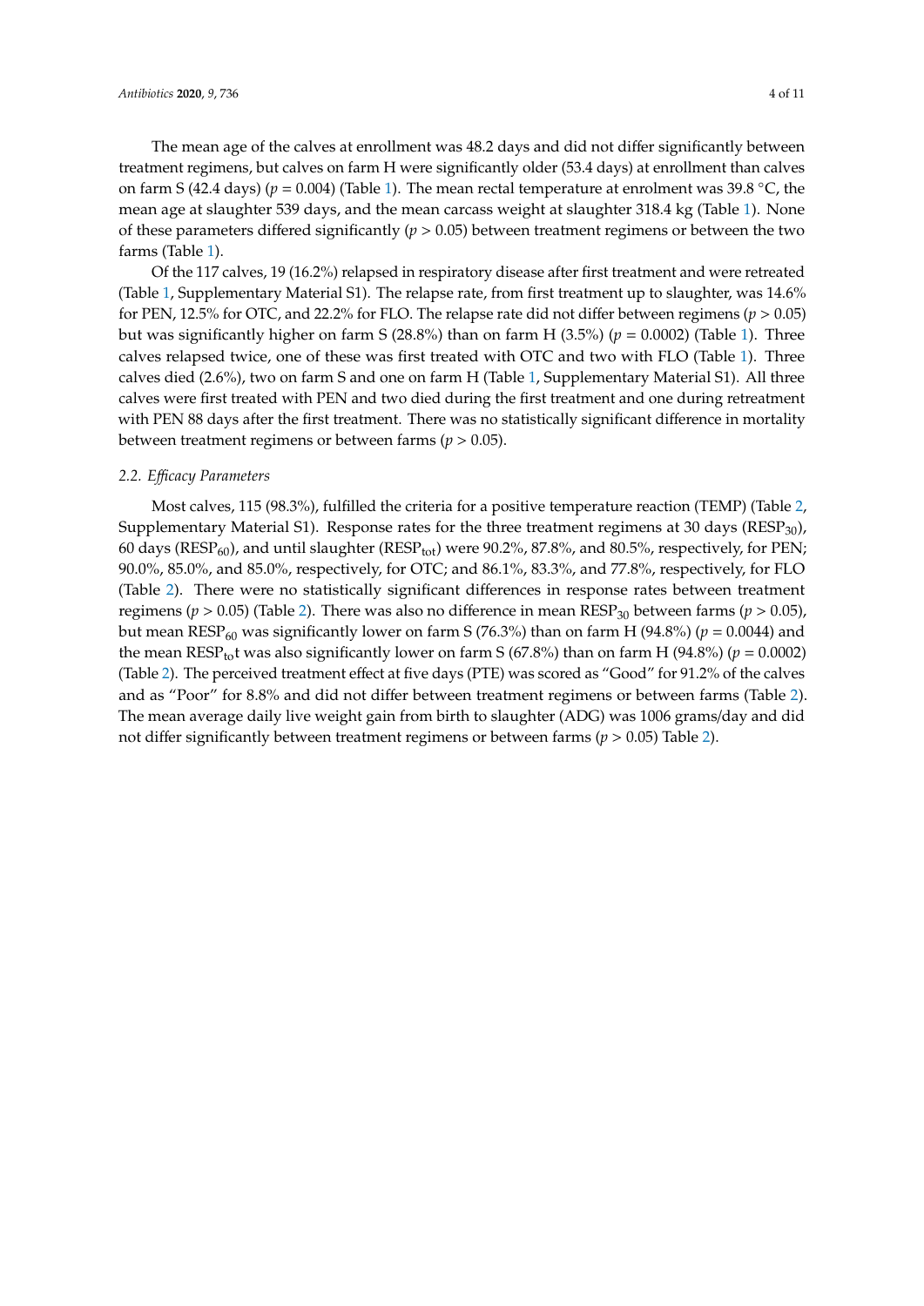The mean age of the calves at enrollment was 48.2 days and did not differ significantly between treatment regimens, but calves on farm H were significantly older (53.4 days) at enrollment than calves on farm S (42.4 days) ($p = 0.004$) (Table 1). The mean rectal temperature at enrolment was 39.8 °C, the mean age at slaughter 539 days, and the mean carcass weight at slaughter 318.4 kg (Table 1). None of these parameters differed significantly ($p > 0.05$) between treatment regimens or between the two farms (Table 1).

Of the 117 calves, 19 (16.2%) relapsed in respiratory disease after first treatment and were retreated (Table 1, Supplementary Material S1). The relapse rate, from first treatment up to slaughter, was 14.6% for PEN, 12.5% for OTC, and 22.2% for FLO. The relapse rate did not differ between regimens ($p > 0.05$) but was significantly higher on farm S (28.8%) than on farm H (3.5%) ($p = 0.0002$) (Table 1). Three calves relapsed twice, one of these was first treated with OTC and two with FLO (Table 1). Three calves died (2.6%), two on farm S and one on farm H (Table 1, Supplementary Material S1). All three calves were first treated with PEN and two died during the first treatment and one during retreatment with PEN 88 days after the first treatment. There was no statistically significant difference in mortality between treatment regimens or between farms ($p > 0.05$).

### 2.2. *Efficacy Parameters*

Most calves, 115 (98.3%), fulfilled the criteria for a positive temperature reaction (TEMP) (Table 2, Supplementary Material S1). Response rates for the three treatment regimens at 30 days ($RESP_{30}$), 60 days ($RESP_{60}$), and until slaughter ($RESP_{tot}$) were 90.2%, 87.8%, and 80.5%, respectively, for PEN; 90.0%, 85.0%, and 85.0%, respectively, for OTC; and 86.1%, 83.3%, and 77.8%, respectively, for FLO (Table 2). There were no statistically significant differences in response rates between treatment regimens ($p > 0.05$) (Table 2). There was also no difference in mean $RESP_{30}$ between farms ($p > 0.05$), but mean $RESP_{60}$ was significantly lower on farm S (76.3%) than on farm H (94.8%) ($p = 0.0044$) and the mean $RESP_{to}$t was also significantly lower on farm S (67.8%) than on farm H (94.8%) ($p = 0.0002$) (Table 2). The perceived treatment effect at five days (PTE) was scored as "Good" for 91.2% of the calves and as "Poor" for 8.8% and did not differ between treatment regimens or between farms (Table 2). The mean average daily live weight gain from birth to slaughter (ADG) was 1006 grams/day and did not differ significantly between treatment regimens or between farms ($p > 0.05$) Table 2).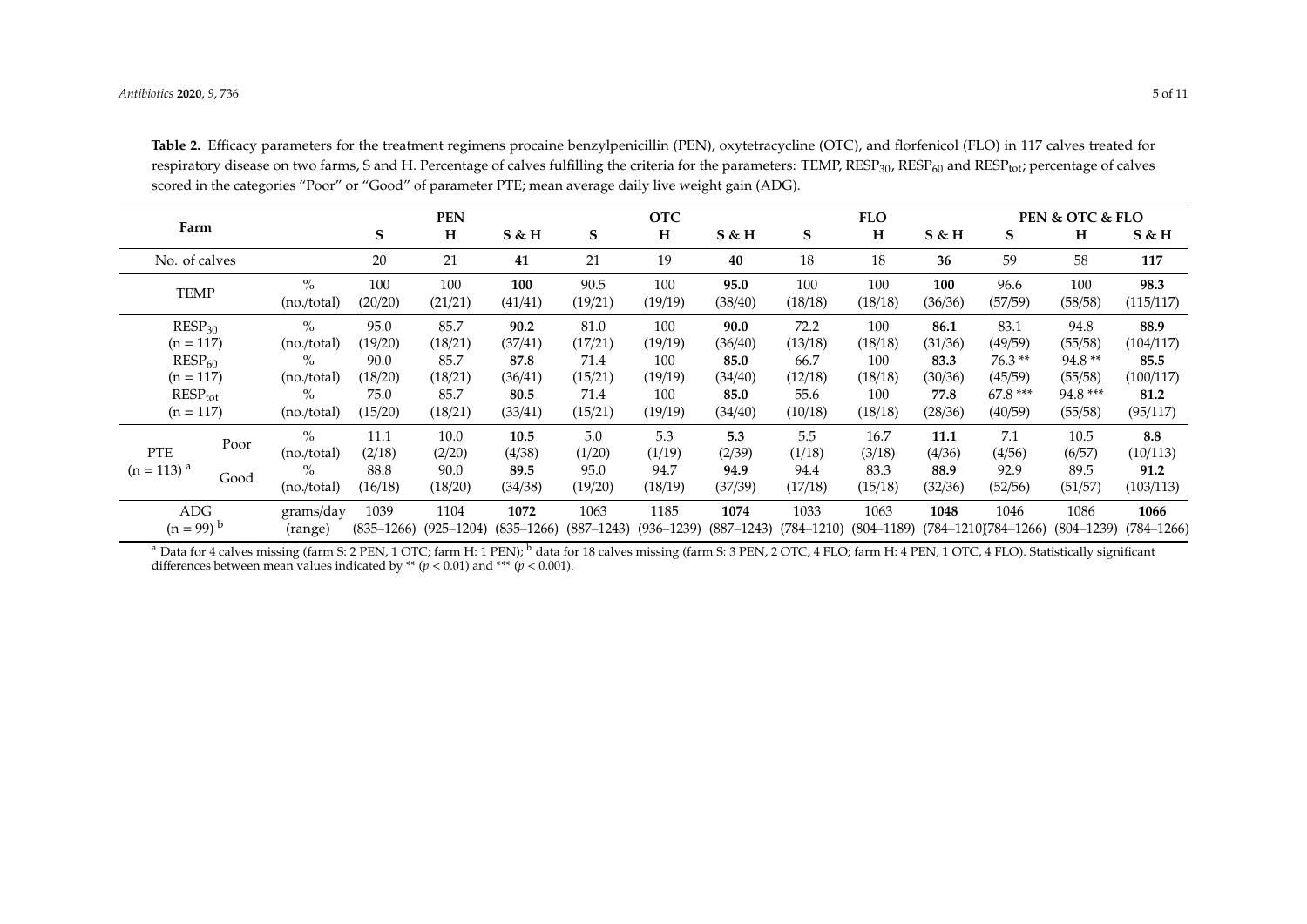**Table 2.** Efficacy parameters for the treatment regimens procaine benzylpenicillin (PEN), oxytetracycline (OTC), and florfenicol (FLO) in 117 calves treated for respiratory disease on two farms, S and H. Percentage of calves fulfilling the criteria for the parameters: TEMP, $RESP_{30}$, $RESP_{60}$ and $RESP_{tot}$; percentage of calves scored in the categories "Poor" or "Good" of parameter PTE; mean average daily live weight gain (ADG).

| Farm | | | PEN | | | OTC | | | FLO | | | PEN & OTC & FLO | | |
|---|---|---|---|---|---|---|---|---|---|---|---|---|---|---|
| | | | S | H | S & H | S | H | S & H | S | H | S & H | S | H | S & H |
| No. of calves | | | 20 | 21 | **41** | 21 | 19 | **40** | 18 | 18 | **36** | 59 | 58 | **117** |
| TEMP | | % | 100 | 100 | **100** | 90.5 | 100 | **95.0** | 100 | 100 | **100** | 96.6 | 100 | **98.3** |
| | | (no./total) | (20/20) | (21/21) | (41/41) | (19/21) | (19/19) | (38/40) | (18/18) | (18/18) | (36/36) | (57/59) | (58/58) | (115/117) |
| $RESP_{30}$ (n = 117) | | % | 95.0 | 85.7 | **90.2** | 81.0 | 100 | **90.0** | 72.2 | 100 | **86.1** | 83.1 | 94.8 | **88.9** |
| | | (no./total) | (19/20) | (18/21) | (37/41) | (17/21) | (19/19) | (36/40) | (13/18) | (18/18) | (31/36) | (49/59) | (55/58) | (104/117) |
| $RESP_{60}$ (n = 117) | | % | 90.0 | 85.7 | **87.8** | 71.4 | 100 | **85.0** | 66.7 | 100 | **83.3** | 76.3 ** | 94.8 ** | **85.5** |
| | | (no./total) | (18/20) | (18/21) | (36/41) | (15/21) | (19/19) | (34/40) | (12/18) | (18/18) | (30/36) | (45/59) | (55/58) | (100/117) |
| $RESP_{tot}$ (n = 117) | | % | 75.0 | 85.7 | **80.5** | 71.4 | 100 | **85.0** | 55.6 | 100 | **77.8** | 67.8 *** | 94.8 *** | **81.2** |
| | | (no./total) | (15/20) | (18/21) | (33/41) | (15/21) | (19/19) | (34/40) | (10/18) | (18/18) | (28/36) | (40/59) | (55/58) | (95/117) |
| PTE (n = 113) [a] | Poor | % | 11.1 | 10.0 | **10.5** | 5.0 | 5.3 | **5.3** | 5.5 | 16.7 | **11.1** | 7.1 | 10.5 | **8.8** |
| | | (no./total) | (2/18) | (2/20) | (4/38) | (1/20) | (1/19) | (2/39) | (1/18) | (3/18) | (4/36) | (4/56) | (6/57) | (10/113) |
| | Good | % | 88.8 | 90.0 | **89.5** | 95.0 | 94.7 | **94.9** | 94.4 | 83.3 | **88.9** | 92.9 | 89.5 | **91.2** |
| | | (no./total) | (16/18) | (18/20) | (34/38) | (19/20) | (18/19) | (37/39) | (17/18) | (15/18) | (32/36) | (52/56) | (51/57) | (103/113) |
| ADG (n = 99) [b] | | grams/day | 1039 | 1104 | **1072** | 1063 | 1185 | **1074** | 1033 | 1063 | **1048** | 1046 | 1086 | **1066** |
| | | (range) | (835–1266) | (925–1204) | (835–1266) | (887–1243) | (936–1239) | (887–1243) | (784–1210) | (804–1189) | (784–1210) | (784–1266) | (804–1239) | (784–1266) |

[a] Data for 4 calves missing (farm S: 2 PEN, 1 OTC; farm H: 1 PEN); [b] data for 18 calves missing (farm S: 3 PEN, 2 OTC, 4 FLO; farm H: 4 PEN, 1 OTC, 4 FLO). Statistically significant differences between mean values indicated by ** ($p < 0.01$) and *** ($p < 0.001$).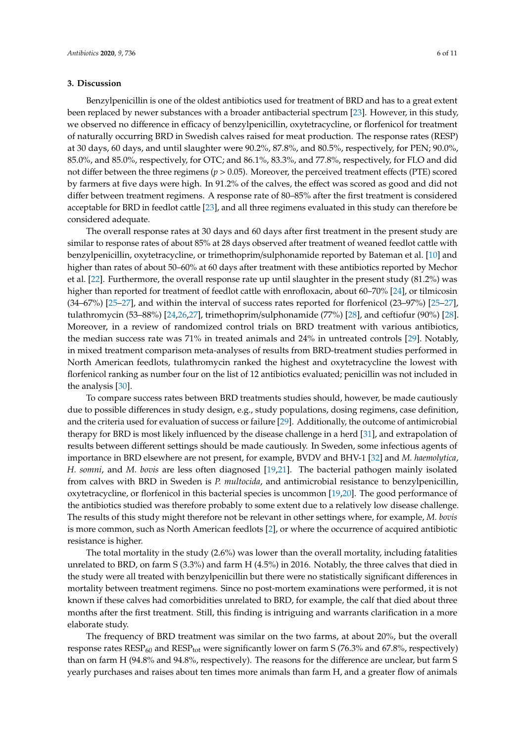## 3. Discussion

Benzylpenicillin is one of the oldest antibiotics used for treatment of BRD and has to a great extent been replaced by newer substances with a broader antibacterial spectrum [23]. However, in this study, we observed no difference in efficacy of benzylpenicillin, oxytetracycline, or florfenicol for treatment of naturally occurring BRD in Swedish calves raised for meat production. The response rates (RESP) at 30 days, 60 days, and until slaughter were 90.2%, 87.8%, and 80.5%, respectively, for PEN; 90.0%, 85.0%, and 85.0%, respectively, for OTC; and 86.1%, 83.3%, and 77.8%, respectively, for FLO and did not differ between the three regimens ($p > 0.05$). Moreover, the perceived treatment effects (PTE) scored by farmers at five days were high. In 91.2% of the calves, the effect was scored as good and did not differ between treatment regimens. A response rate of 80–85% after the first treatment is considered acceptable for BRD in feedlot cattle [23], and all three regimens evaluated in this study can therefore be considered adequate.

The overall response rates at 30 days and 60 days after first treatment in the present study are similar to response rates of about 85% at 28 days observed after treatment of weaned feedlot cattle with benzylpenicillin, oxytetracycline, or trimethoprim/sulphonamide reported by Bateman et al. [10] and higher than rates of about 50–60% at 60 days after treatment with these antibiotics reported by Mechor et al. [22]. Furthermore, the overall response rate up until slaughter in the present study (81.2%) was higher than reported for treatment of feedlot cattle with enrofloxacin, about 60–70% [24], or tilmicosin (34–67%) [25–27], and within the interval of success rates reported for florfenicol (23–97%) [25–27], tulathromycin (53–88%) [24,26,27], trimethoprim/sulphonamide (77%) [28], and ceftiofur (90%) [28]. Moreover, in a review of randomized control trials on BRD treatment with various antibiotics, the median success rate was 71% in treated animals and 24% in untreated controls [29]. Notably, in mixed treatment comparison meta-analyses of results from BRD-treatment studies performed in North American feedlots, tulathromycin ranked the highest and oxytetracycline the lowest with florfenicol ranking as number four on the list of 12 antibiotics evaluated; penicillin was not included in the analysis [30].

To compare success rates between BRD treatments studies should, however, be made cautiously due to possible differences in study design, e.g., study populations, dosing regimens, case definition, and the criteria used for evaluation of success or failure [29]. Additionally, the outcome of antimicrobial therapy for BRD is most likely influenced by the disease challenge in a herd [31], and extrapolation of results between different settings should be made cautiously. In Sweden, some infectious agents of importance in BRD elsewhere are not present, for example, BVDV and BHV-1 [32] and *M. haemolytica*, *H. somni*, and *M. bovis* are less often diagnosed [19,21]. The bacterial pathogen mainly isolated from calves with BRD in Sweden is *P. multocida*, and antimicrobial resistance to benzylpenicillin, oxytetracycline, or florfenicol in this bacterial species is uncommon [19,20]. The good performance of the antibiotics studied was therefore probably to some extent due to a relatively low disease challenge. The results of this study might therefore not be relevant in other settings where, for example, *M. bovis* is more common, such as North American feedlots [2], or where the occurrence of acquired antibiotic resistance is higher.

The total mortality in the study (2.6%) was lower than the overall mortality, including fatalities unrelated to BRD, on farm S (3.3%) and farm H (4.5%) in 2016. Notably, the three calves that died in the study were all treated with benzylpenicillin but there were no statistically significant differences in mortality between treatment regimens. Since no post-mortem examinations were performed, it is not known if these calves had comorbidities unrelated to BRD, for example, the calf that died about three months after the first treatment. Still, this finding is intriguing and warrants clarification in a more elaborate study.

The frequency of BRD treatment was similar on the two farms, at about 20%, but the overall response rates $RESP_{60}$ and $RESP_{tot}$ were significantly lower on farm S (76.3% and 67.8%, respectively) than on farm H (94.8% and 94.8%, respectively). The reasons for the difference are unclear, but farm S yearly purchases and raises about ten times more animals than farm H, and a greater flow of animals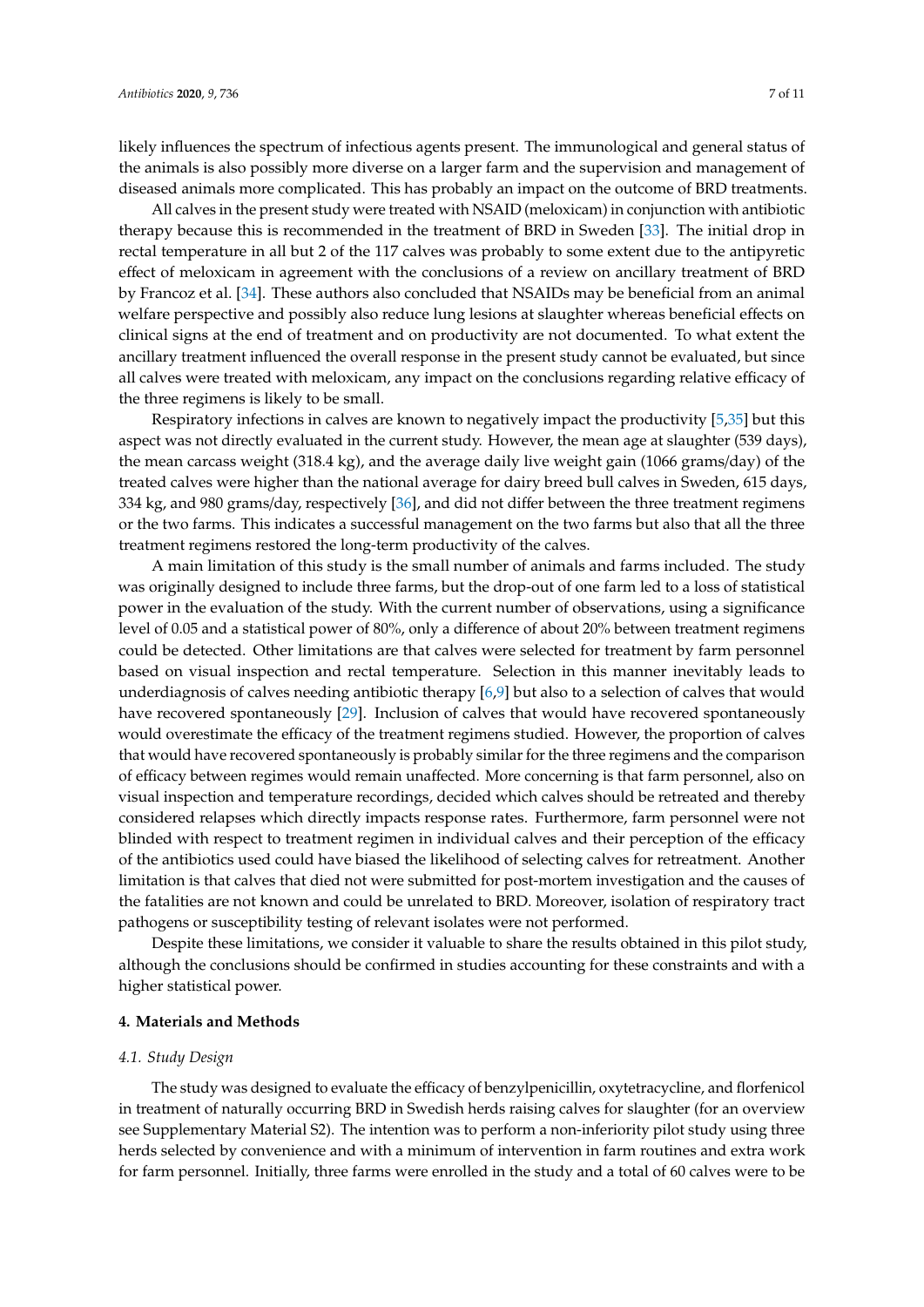likely influences the spectrum of infectious agents present. The immunological and general status of the animals is also possibly more diverse on a larger farm and the supervision and management of diseased animals more complicated. This has probably an impact on the outcome of BRD treatments.

All calves in the present study were treated with NSAID (meloxicam) in conjunction with antibiotic therapy because this is recommended in the treatment of BRD in Sweden [33]. The initial drop in rectal temperature in all but 2 of the 117 calves was probably to some extent due to the antipyretic effect of meloxicam in agreement with the conclusions of a review on ancillary treatment of BRD by Francoz et al. [34]. These authors also concluded that NSAIDs may be beneficial from an animal welfare perspective and possibly also reduce lung lesions at slaughter whereas beneficial effects on clinical signs at the end of treatment and on productivity are not documented. To what extent the ancillary treatment influenced the overall response in the present study cannot be evaluated, but since all calves were treated with meloxicam, any impact on the conclusions regarding relative efficacy of the three regimens is likely to be small.

Respiratory infections in calves are known to negatively impact the productivity [5,35] but this aspect was not directly evaluated in the current study. However, the mean age at slaughter (539 days), the mean carcass weight (318.4 kg), and the average daily live weight gain (1066 grams/day) of the treated calves were higher than the national average for dairy breed bull calves in Sweden, 615 days, 334 kg, and 980 grams/day, respectively [36], and did not differ between the three treatment regimens or the two farms. This indicates a successful management on the two farms but also that all the three treatment regimens restored the long-term productivity of the calves.

A main limitation of this study is the small number of animals and farms included. The study was originally designed to include three farms, but the drop-out of one farm led to a loss of statistical power in the evaluation of the study. With the current number of observations, using a significance level of 0.05 and a statistical power of 80%, only a difference of about 20% between treatment regimens could be detected. Other limitations are that calves were selected for treatment by farm personnel based on visual inspection and rectal temperature. Selection in this manner inevitably leads to underdiagnosis of calves needing antibiotic therapy [6,9] but also to a selection of calves that would have recovered spontaneously [29]. Inclusion of calves that would have recovered spontaneously would overestimate the efficacy of the treatment regimens studied. However, the proportion of calves that would have recovered spontaneously is probably similar for the three regimens and the comparison of efficacy between regimes would remain unaffected. More concerning is that farm personnel, also on visual inspection and temperature recordings, decided which calves should be retreated and thereby considered relapses which directly impacts response rates. Furthermore, farm personnel were not blinded with respect to treatment regimen in individual calves and their perception of the efficacy of the antibiotics used could have biased the likelihood of selecting calves for retreatment. Another limitation is that calves that died not were submitted for post-mortem investigation and the causes of the fatalities are not known and could be unrelated to BRD. Moreover, isolation of respiratory tract pathogens or susceptibility testing of relevant isolates were not performed.

Despite these limitations, we consider it valuable to share the results obtained in this pilot study, although the conclusions should be confirmed in studies accounting for these constraints and with a higher statistical power.

## 4. Materials and Methods

### *4.1. Study Design*

The study was designed to evaluate the efficacy of benzylpenicillin, oxytetracycline, and florfenicol in treatment of naturally occurring BRD in Swedish herds raising calves for slaughter (for an overview see Supplementary Material S2). The intention was to perform a non-inferiority pilot study using three herds selected by convenience and with a minimum of intervention in farm routines and extra work for farm personnel. Initially, three farms were enrolled in the study and a total of 60 calves were to be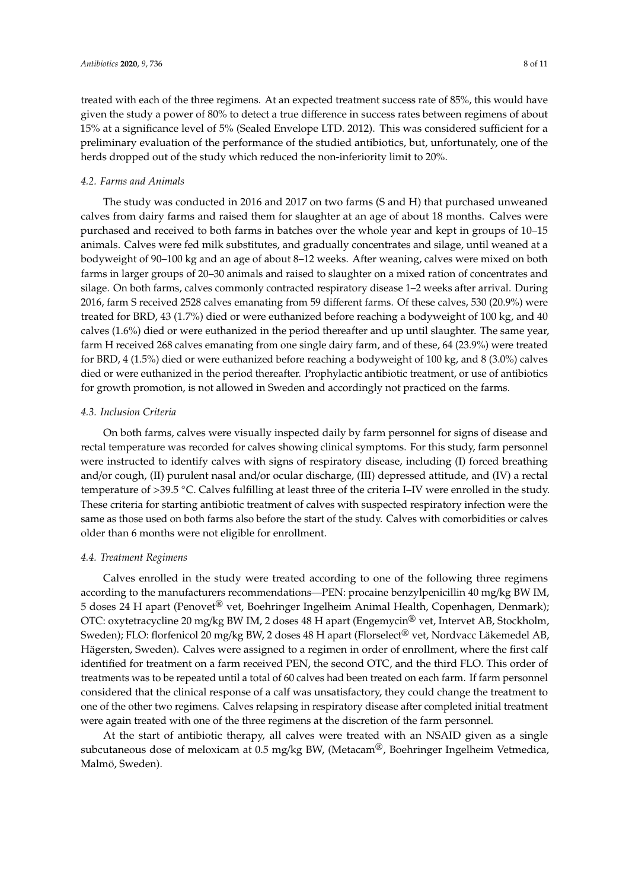treated with each of the three regimens. At an expected treatment success rate of 85%, this would have given the study a power of 80% to detect a true difference in success rates between regimens of about 15% at a significance level of 5% (Sealed Envelope LTD. 2012). This was considered sufficient for a preliminary evaluation of the performance of the studied antibiotics, but, unfortunately, one of the herds dropped out of the study which reduced the non-inferiority limit to 20%.

### *4.2. Farms and Animals*

The study was conducted in 2016 and 2017 on two farms (S and H) that purchased unweaned calves from dairy farms and raised them for slaughter at an age of about 18 months. Calves were purchased and received to both farms in batches over the whole year and kept in groups of 10–15 animals. Calves were fed milk substitutes, and gradually concentrates and silage, until weaned at a bodyweight of 90–100 kg and an age of about 8–12 weeks. After weaning, calves were mixed on both farms in larger groups of 20–30 animals and raised to slaughter on a mixed ration of concentrates and silage. On both farms, calves commonly contracted respiratory disease 1–2 weeks after arrival. During 2016, farm S received 2528 calves emanating from 59 different farms. Of these calves, 530 (20.9%) were treated for BRD, 43 (1.7%) died or were euthanized before reaching a bodyweight of 100 kg, and 40 calves (1.6%) died or were euthanized in the period thereafter and up until slaughter. The same year, farm H received 268 calves emanating from one single dairy farm, and of these, 64 (23.9%) were treated for BRD, 4 (1.5%) died or were euthanized before reaching a bodyweight of 100 kg, and 8 (3.0%) calves died or were euthanized in the period thereafter. Prophylactic antibiotic treatment, or use of antibiotics for growth promotion, is not allowed in Sweden and accordingly not practiced on the farms.

### *4.3. Inclusion Criteria*

On both farms, calves were visually inspected daily by farm personnel for signs of disease and rectal temperature was recorded for calves showing clinical symptoms. For this study, farm personnel were instructed to identify calves with signs of respiratory disease, including (I) forced breathing and/or cough, (II) purulent nasal and/or ocular discharge, (III) depressed attitude, and (IV) a rectal temperature of >39.5 °C. Calves fulfilling at least three of the criteria I–IV were enrolled in the study. These criteria for starting antibiotic treatment of calves with suspected respiratory infection were the same as those used on both farms also before the start of the study. Calves with comorbidities or calves older than 6 months were not eligible for enrollment.

### *4.4. Treatment Regimens*

Calves enrolled in the study were treated according to one of the following three regimens according to the manufacturers recommendations—PEN: procaine benzylpenicillin 40 mg/kg BW IM, 5 doses 24 H apart (Penovet® vet, Boehringer Ingelheim Animal Health, Copenhagen, Denmark); OTC: oxytetracycline 20 mg/kg BW IM, 2 doses 48 H apart (Engemycin® vet, Intervet AB, Stockholm, Sweden); FLO: florfenicol 20 mg/kg BW, 2 doses 48 H apart (Florselect® vet, Nordvacc Läkemedel AB, Hägersten, Sweden). Calves were assigned to a regimen in order of enrollment, where the first calf identified for treatment on a farm received PEN, the second OTC, and the third FLO. This order of treatments was to be repeated until a total of 60 calves had been treated on each farm. If farm personnel considered that the clinical response of a calf was unsatisfactory, they could change the treatment to one of the other two regimens. Calves relapsing in respiratory disease after completed initial treatment were again treated with one of the three regimens at the discretion of the farm personnel.

At the start of antibiotic therapy, all calves were treated with an NSAID given as a single subcutaneous dose of meloxicam at 0.5 mg/kg BW, (Metacam®, Boehringer Ingelheim Vetmedica, Malmö, Sweden).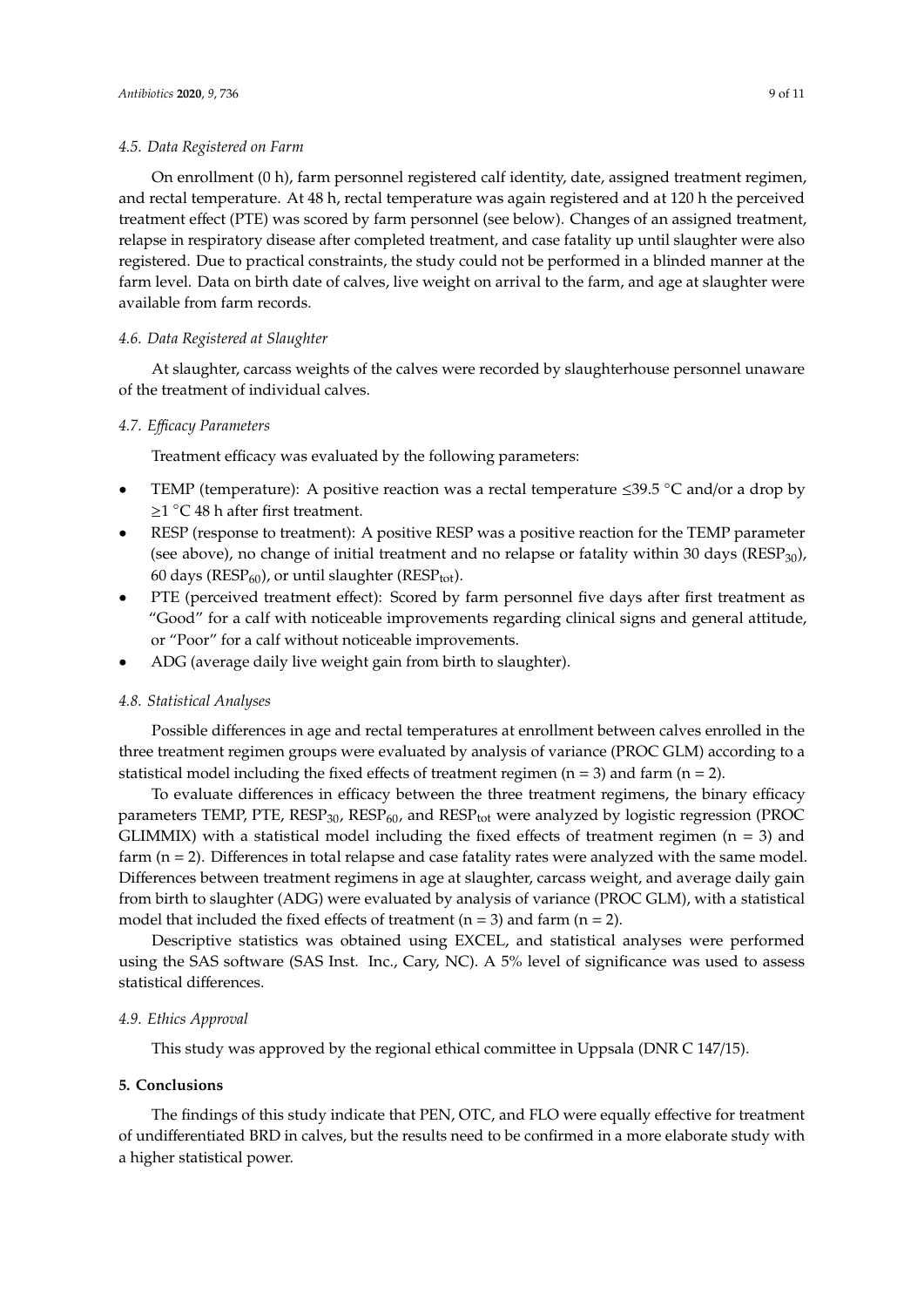### 4.5. Data Registered on Farm

On enrollment (0 h), farm personnel registered calf identity, date, assigned treatment regimen, and rectal temperature. At 48 h, rectal temperature was again registered and at 120 h the perceived treatment effect (PTE) was scored by farm personnel (see below). Changes of an assigned treatment, relapse in respiratory disease after completed treatment, and case fatality up until slaughter were also registered. Due to practical constraints, the study could not be performed in a blinded manner at the farm level. Data on birth date of calves, live weight on arrival to the farm, and age at slaughter were available from farm records.

### 4.6. Data Registered at Slaughter

At slaughter, carcass weights of the calves were recorded by slaughterhouse personnel unaware of the treatment of individual calves.

### 4.7. Efficacy Parameters

Treatment efficacy was evaluated by the following parameters:

- TEMP (temperature): A positive reaction was a rectal temperature ≤39.5 °C and/or a drop by ≥1 °C 48 h after first treatment.
- RESP (response to treatment): A positive RESP was a positive reaction for the TEMP parameter (see above), no change of initial treatment and no relapse or fatality within 30 days ($RESP_{30}$), 60 days ($RESP_{60}$), or until slaughter ($RESP_{tot}$).
- PTE (perceived treatment effect): Scored by farm personnel five days after first treatment as "Good" for a calf with noticeable improvements regarding clinical signs and general attitude, or "Poor" for a calf without noticeable improvements.
- ADG (average daily live weight gain from birth to slaughter).

### 4.8. Statistical Analyses

Possible differences in age and rectal temperatures at enrollment between calves enrolled in the three treatment regimen groups were evaluated by analysis of variance (PROC GLM) according to a statistical model including the fixed effects of treatment regimen (n = 3) and farm (n = 2).

To evaluate differences in efficacy between the three treatment regimens, the binary efficacy parameters TEMP, PTE, $RESP_{30}$, $RESP_{60}$, and $RESP_{tot}$ were analyzed by logistic regression (PROC GLIMMIX) with a statistical model including the fixed effects of treatment regimen (n = 3) and farm (n = 2). Differences in total relapse and case fatality rates were analyzed with the same model. Differences between treatment regimens in age at slaughter, carcass weight, and average daily gain from birth to slaughter (ADG) were evaluated by analysis of variance (PROC GLM), with a statistical model that included the fixed effects of treatment (n = 3) and farm (n = 2).

Descriptive statistics was obtained using EXCEL, and statistical analyses were performed using the SAS software (SAS Inst. Inc., Cary, NC). A 5% level of significance was used to assess statistical differences.

### 4.9. Ethics Approval

This study was approved by the regional ethical committee in Uppsala (DNR C 147/15).

## 5. Conclusions

The findings of this study indicate that PEN, OTC, and FLO were equally effective for treatment of undifferentiated BRD in calves, but the results need to be confirmed in a more elaborate study with a higher statistical power.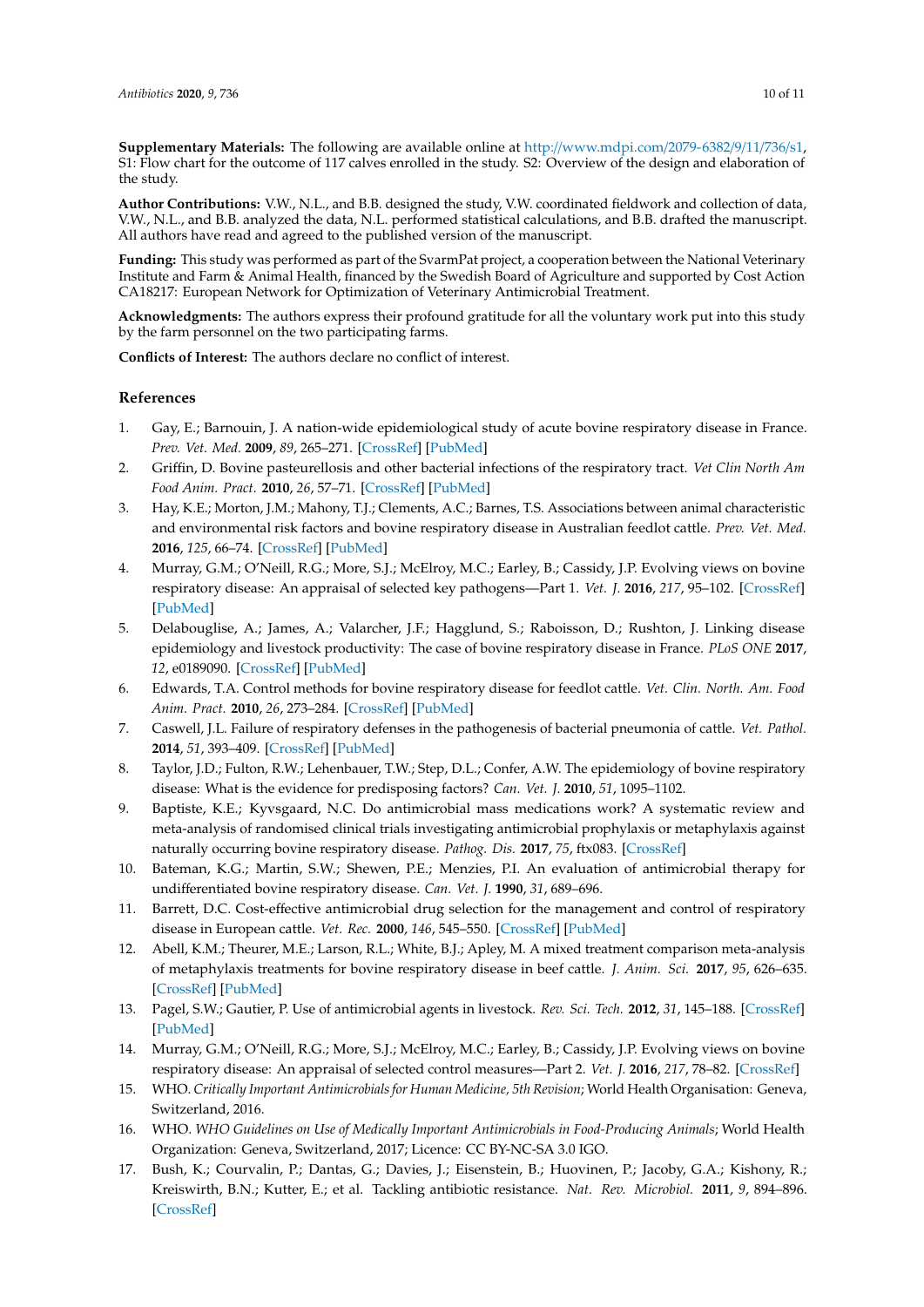**Supplementary Materials:** The following are available online at http://www.mdpi.com/2079-6382/9/11/736/s1, S1: Flow chart for the outcome of 117 calves enrolled in the study. S2: Overview of the design and elaboration of the study.

**Author Contributions:** V.W., N.L., and B.B. designed the study, V.W. coordinated fieldwork and collection of data, V.W., N.L., and B.B. analyzed the data, N.L. performed statistical calculations, and B.B. drafted the manuscript. All authors have read and agreed to the published version of the manuscript.

**Funding:** This study was performed as part of the SvarmPat project, a cooperation between the National Veterinary Institute and Farm & Animal Health, financed by the Swedish Board of Agriculture and supported by Cost Action CA18217: European Network for Optimization of Veterinary Antimicrobial Treatment.

**Acknowledgments:** The authors express their profound gratitude for all the voluntary work put into this study by the farm personnel on the two participating farms.

**Conflicts of Interest:** The authors declare no conflict of interest.

## References

1. Gay, E.; Barnouin, J. A nation-wide epidemiological study of acute bovine respiratory disease in France. *Prev. Vet. Med.* **2009**, *89*, 265–271. [CrossRef] [PubMed]
2. Griffin, D. Bovine pasteurellosis and other bacterial infections of the respiratory tract. *Vet Clin North Am Food Anim. Pract.* **2010**, *26*, 57–71. [CrossRef] [PubMed]
3. Hay, K.E.; Morton, J.M.; Mahony, T.J.; Clements, A.C.; Barnes, T.S. Associations between animal characteristic and environmental risk factors and bovine respiratory disease in Australian feedlot cattle. *Prev. Vet. Med.* **2016**, *125*, 66–74. [CrossRef] [PubMed]
4. Murray, G.M.; O'Neill, R.G.; More, S.J.; McElroy, M.C.; Earley, B.; Cassidy, J.P. Evolving views on bovine respiratory disease: An appraisal of selected key pathogens—Part 1. *Vet. J.* **2016**, *217*, 95–102. [CrossRef] [PubMed]
5. Delabouglise, A.; James, A.; Valarcher, J.F.; Hagglund, S.; Raboisson, D.; Rushton, J. Linking disease epidemiology and livestock productivity: The case of bovine respiratory disease in France. *PLoS ONE* **2017**, *12*, e0189090. [CrossRef] [PubMed]
6. Edwards, T.A. Control methods for bovine respiratory disease for feedlot cattle. *Vet. Clin. North. Am. Food Anim. Pract.* **2010**, *26*, 273–284. [CrossRef] [PubMed]
7. Caswell, J.L. Failure of respiratory defenses in the pathogenesis of bacterial pneumonia of cattle. *Vet. Pathol.* **2014**, *51*, 393–409. [CrossRef] [PubMed]
8. Taylor, J.D.; Fulton, R.W.; Lehenbauer, T.W.; Step, D.L.; Confer, A.W. The epidemiology of bovine respiratory disease: What is the evidence for predisposing factors? *Can. Vet. J.* **2010**, *51*, 1095–1102.
9. Baptiste, K.E.; Kyvsgaard, N.C. Do antimicrobial mass medications work? A systematic review and meta-analysis of randomised clinical trials investigating antimicrobial prophylaxis or metaphylaxis against naturally occurring bovine respiratory disease. *Pathog. Dis.* **2017**, *75*, ftx083. [CrossRef]
10. Bateman, K.G.; Martin, S.W.; Shewen, P.E.; Menzies, P.I. An evaluation of antimicrobial therapy for undifferentiated bovine respiratory disease. *Can. Vet. J.* **1990**, *31*, 689–696.
11. Barrett, D.C. Cost-effective antimicrobial drug selection for the management and control of respiratory disease in European cattle. *Vet. Rec.* **2000**, *146*, 545–550. [CrossRef] [PubMed]
12. Abell, K.M.; Theurer, M.E.; Larson, R.L.; White, B.J.; Apley, M. A mixed treatment comparison meta-analysis of metaphylaxis treatments for bovine respiratory disease in beef cattle. *J. Anim. Sci.* **2017**, *95*, 626–635. [CrossRef] [PubMed]
13. Pagel, S.W.; Gautier, P. Use of antimicrobial agents in livestock. *Rev. Sci. Tech.* **2012**, *31*, 145–188. [CrossRef] [PubMed]
14. Murray, G.M.; O'Neill, R.G.; More, S.J.; McElroy, M.C.; Earley, B.; Cassidy, J.P. Evolving views on bovine respiratory disease: An appraisal of selected control measures—Part 2. *Vet. J.* **2016**, *217*, 78–82. [CrossRef]
15. WHO. *Critically Important Antimicrobials for Human Medicine, 5th Revision*; World Health Organisation: Geneva, Switzerland, 2016.
16. WHO. *WHO Guidelines on Use of Medically Important Antimicrobials in Food-Producing Animals*; World Health Organization: Geneva, Switzerland, 2017; Licence: CC BY-NC-SA 3.0 IGO.
17. Bush, K.; Courvalin, P.; Dantas, G.; Davies, J.; Eisenstein, B.; Huovinen, P.; Jacoby, G.A.; Kishony, R.; Kreiswirth, B.N.; Kutter, E.; et al. Tackling antibiotic resistance. *Nat. Rev. Microbiol.* **2011**, *9*, 894–896. [CrossRef]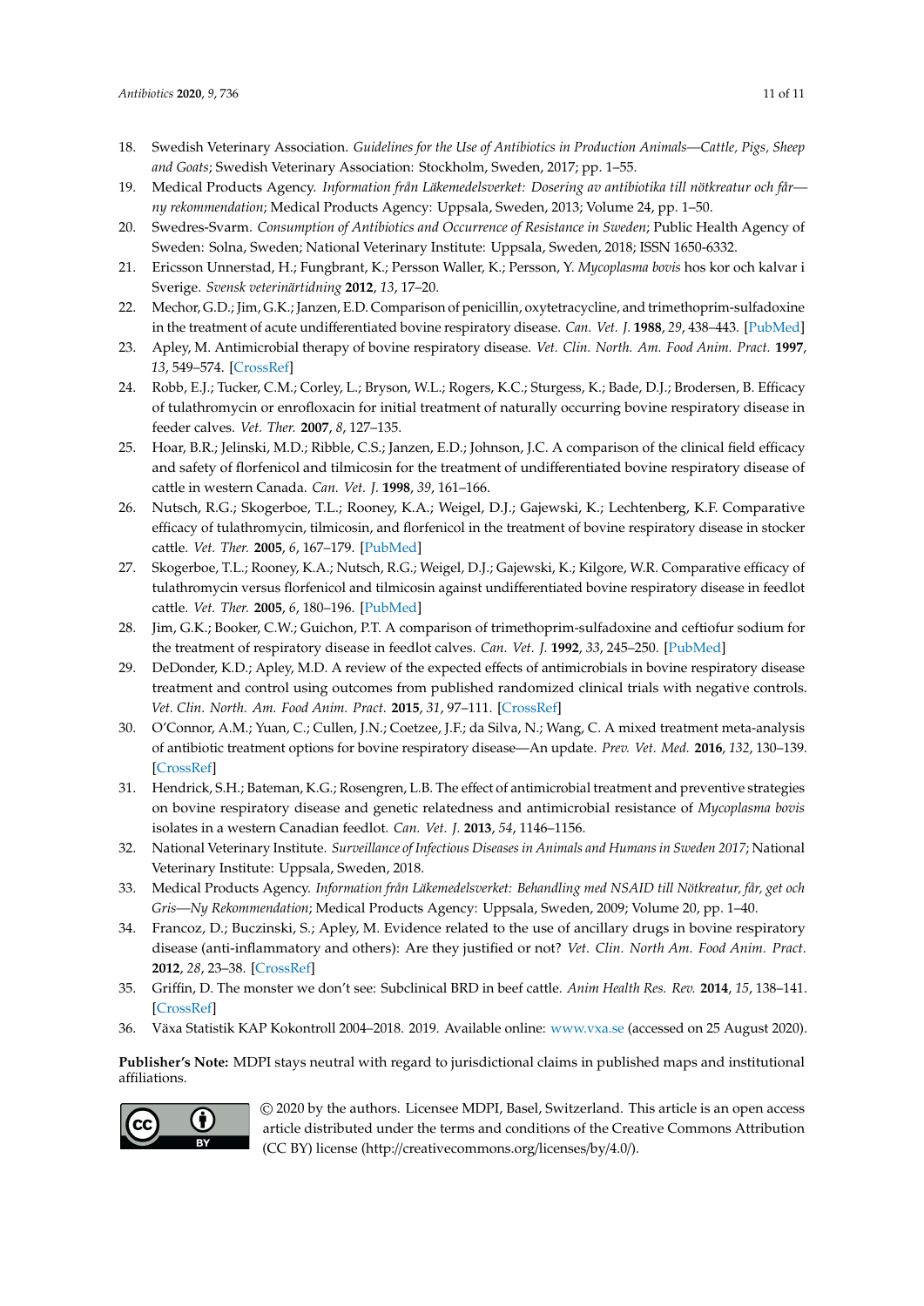18. Swedish Veterinary Association. *Guidelines for the Use of Antibiotics in Production Animals—Cattle, Pigs, Sheep and Goats*; Swedish Veterinary Association: Stockholm, Sweden, 2017; pp. 1–55.
19. Medical Products Agency. *Information från Läkemedelsverket: Dosering av antibiotika till nötkreatur och får—ny rekommendation*; Medical Products Agency: Uppsala, Sweden, 2013; Volume 24, pp. 1–50.
20. Swedres-Svarm. *Consumption of Antibiotics and Occurrence of Resistance in Sweden*; Public Health Agency of Sweden: Solna, Sweden; National Veterinary Institute: Uppsala, Sweden, 2018; ISSN 1650-6332.
21. Ericsson Unnerstad, H.; Fungbrant, K.; Persson Waller, K.; Persson, Y. *Mycoplasma bovis* hos kor och kalvar i Sverige. *Svensk veterinärtidning* **2012**, *13*, 17–20.
22. Mechor, G.D.; Jim, G.K.; Janzen, E.D. Comparison of penicillin, oxytetracycline, and trimethoprim-sulfadoxine in the treatment of acute undifferentiated bovine respiratory disease. *Can. Vet. J.* **1988**, *29*, 438–443. [PubMed]
23. Apley, M. Antimicrobial therapy of bovine respiratory disease. *Vet. Clin. North. Am. Food Anim. Pract.* **1997**, *13*, 549–574. [CrossRef]
24. Robb, E.J.; Tucker, C.M.; Corley, L.; Bryson, W.L.; Rogers, K.C.; Sturgess, K.; Bade, D.J.; Brodersen, B. Efficacy of tulathromycin or enrofloxacin for initial treatment of naturally occurring bovine respiratory disease in feeder calves. *Vet. Ther.* **2007**, *8*, 127–135.
25. Hoar, B.R.; Jelinski, M.D.; Ribble, C.S.; Janzen, E.D.; Johnson, J.C. A comparison of the clinical field efficacy and safety of florfenicol and tilmicosin for the treatment of undifferentiated bovine respiratory disease of cattle in western Canada. *Can. Vet. J.* **1998**, *39*, 161–166.
26. Nutsch, R.G.; Skogerboe, T.L.; Rooney, K.A.; Weigel, D.J.; Gajewski, K.; Lechtenberg, K.F. Comparative efficacy of tulathromycin, tilmicosin, and florfenicol in the treatment of bovine respiratory disease in stocker cattle. *Vet. Ther.* **2005**, *6*, 167–179. [PubMed]
27. Skogerboe, T.L.; Rooney, K.A.; Nutsch, R.G.; Weigel, D.J.; Gajewski, K.; Kilgore, W.R. Comparative efficacy of tulathromycin versus florfenicol and tilmicosin against undifferentiated bovine respiratory disease in feedlot cattle. *Vet. Ther.* **2005**, *6*, 180–196. [PubMed]
28. Jim, G.K.; Booker, C.W.; Guichon, P.T. A comparison of trimethoprim-sulfadoxine and ceftiofur sodium for the treatment of respiratory disease in feedlot calves. *Can. Vet. J.* **1992**, *33*, 245–250. [PubMed]
29. DeDonder, K.D.; Apley, M.D. A review of the expected effects of antimicrobials in bovine respiratory disease treatment and control using outcomes from published randomized clinical trials with negative controls. *Vet. Clin. North. Am. Food Anim. Pract.* **2015**, *31*, 97–111. [CrossRef]
30. O'Connor, A.M.; Yuan, C.; Cullen, J.N.; Coetzee, J.F.; da Silva, N.; Wang, C. A mixed treatment meta-analysis of antibiotic treatment options for bovine respiratory disease—An update. *Prev. Vet. Med.* **2016**, *132*, 130–139. [CrossRef]
31. Hendrick, S.H.; Bateman, K.G.; Rosengren, L.B. The effect of antimicrobial treatment and preventive strategies on bovine respiratory disease and genetic relatedness and antimicrobial resistance of *Mycoplasma bovis* isolates in a western Canadian feedlot. *Can. Vet. J.* **2013**, *54*, 1146–1156.
32. National Veterinary Institute. *Surveillance of Infectious Diseases in Animals and Humans in Sweden 2017*; National Veterinary Institute: Uppsala, Sweden, 2018.
33. Medical Products Agency. *Information från Läkemedelsverket: Behandling med NSAID till Nötkreatur, får, get och Gris—Ny Rekommendation*; Medical Products Agency: Uppsala, Sweden, 2009; Volume 20, pp. 1–40.
34. Francoz, D.; Buczinski, S.; Apley, M. Evidence related to the use of ancillary drugs in bovine respiratory disease (anti-inflammatory and others): Are they justified or not? *Vet. Clin. North Am. Food Anim. Pract.* **2012**, *28*, 23–38. [CrossRef]
35. Griffin, D. The monster we don't see: Subclinical BRD in beef cattle. *Anim Health Res. Rev.* **2014**, *15*, 138–141. [CrossRef]
36. Växa Statistik KAP Kokontroll 2004–2018. 2019. Available online: www.vxa.se (accessed on 25 August 2020).

**Publisher's Note:** MDPI stays neutral with regard to jurisdictional claims in published maps and institutional affiliations.

© 2020 by the authors. Licensee MDPI, Basel, Switzerland. This article is an open access article distributed under the terms and conditions of the Creative Commons Attribution (CC BY) license (http://creativecommons.org/licenses/by/4.0/).